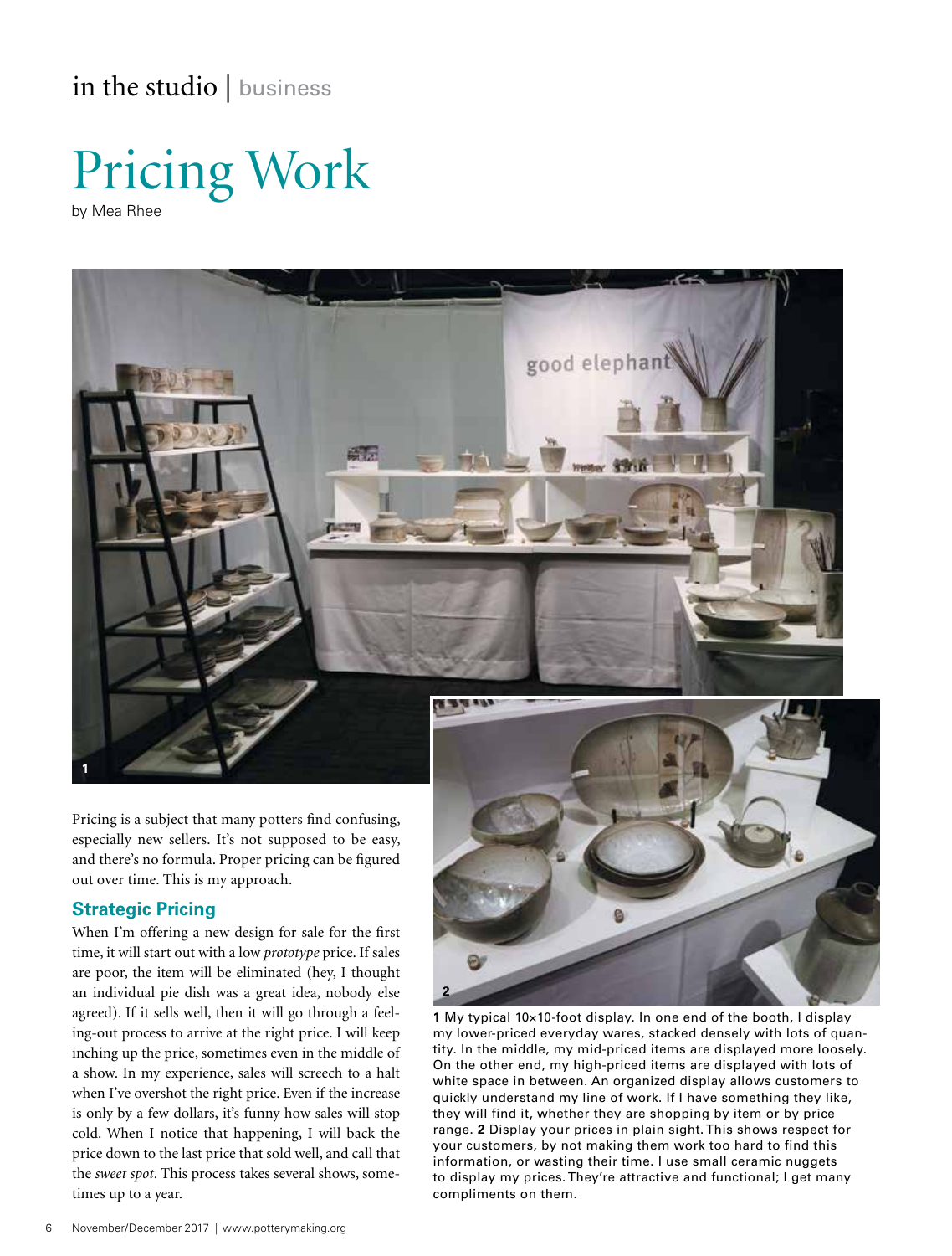in the studio | business

# Pricing Work

by Mea Rhee

Pricing is a subject that many potters find confusing, especially new sellers. It's not supposed to be easy, and there's no formula. Proper pricing can be figured out over time. This is my approach.

## Strategic Pricing

When I'm offering a new design for sale for the first time, it will start out with a low *prototype* price. If sales are poor, the item will be eliminated (hey, I thought an individual pie dish was a great idea, nobody else agreed). If it sells well, then it will go through a feeling-out process to arrive at the right price. I will keep inching up the price, sometimes even in the middle of a show. In my experience, sales will screech to a halt when I've overshot the right price. Even if the increase is only by a few dollars, it's funny how sales will stop cold. When I notice that happening, I will back the price down to the last price that sold well, and call that the *sweet spot*. This process takes several shows, sometimes up to a year.

**1** My typical 10×10-foot display. In one end of the booth, I display my lower-priced everyday wares, stacked densely with lots of quantity. In the middle, my mid-priced items are displayed more loosely. On the other end, my high-priced items are displayed with lots of white space in between. An organized display allows customers to quickly understand my line of work. If I have something they like, they will find it, whether they are shopping by item or by price range. **2** Display your prices in plain sight. This shows respect for your customers, by not making them work too hard to find this information, or wasting their time. I use small ceramic nuggets to display my prices. They're attractive and functional; I get many compliments on them.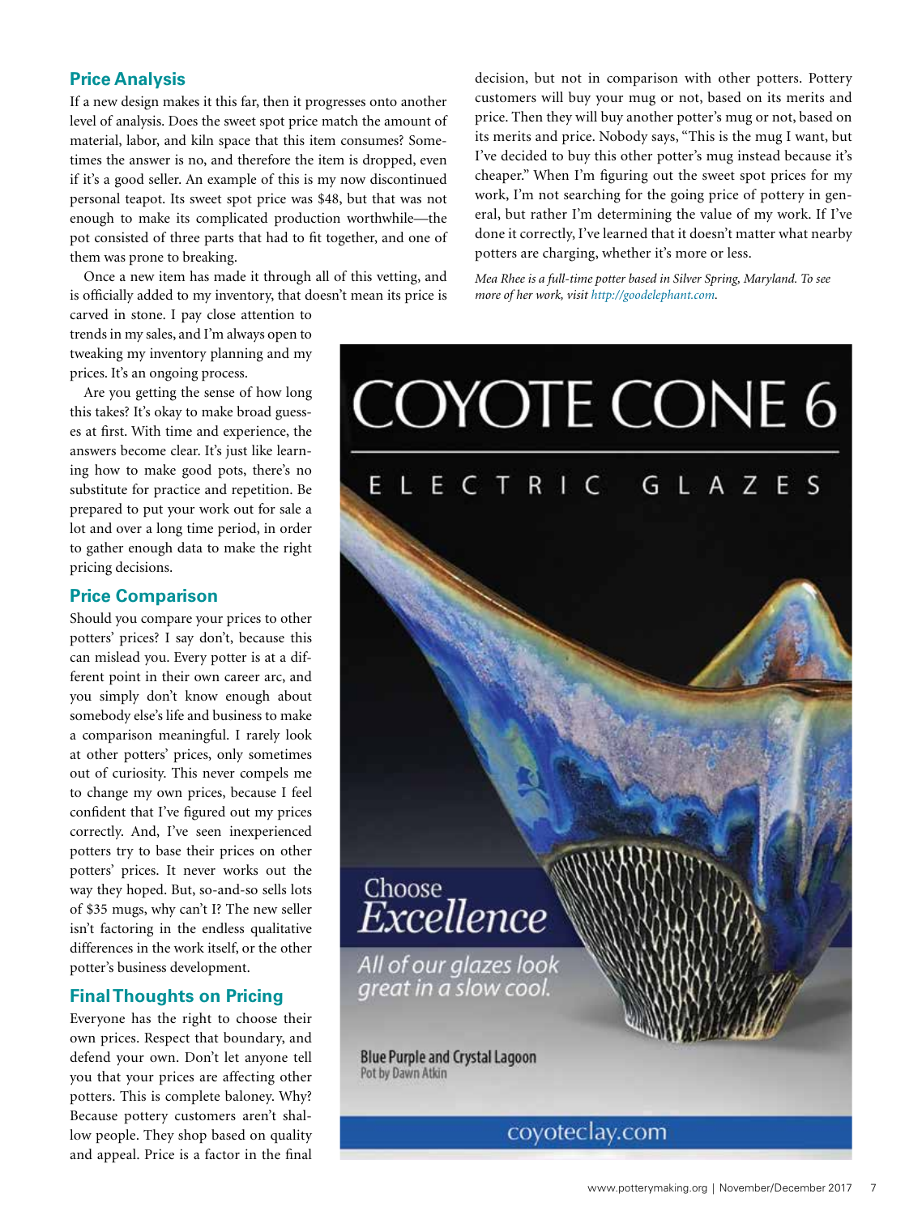## Price Analysis

If a new design makes it this far, then it progresses onto another level of analysis. Does the sweet spot price match the amount of material, labor, and kiln space that this item consumes? Sometimes the answer is no, and therefore the item is dropped, even if it's a good seller. An example of this is my now discontinued personal teapot. Its sweet spot price was $48, but that was not enough to make its complicated production worthwhile—the pot consisted of three parts that had to fit together, and one of them was prone to breaking.

Once a new item has made it through all of this vetting, and is officially added to my inventory, that doesn't mean its price is carved in stone. I pay close attention to trends in my sales, and I'm always open to tweaking my inventory planning and my prices. It's an ongoing process.

Are you getting the sense of how long this takes? It's okay to make broad guesses at first. With time and experience, the answers become clear. It's just like learning how to make good pots, there's no substitute for practice and repetition. Be prepared to put your work out for sale a lot and over a long time period, in order to gather enough data to make the right pricing decisions.

## Price Comparison

Should you compare your prices to other potters' prices? I say don't, because this can mislead you. Every potter is at a different point in their own career arc, and you simply don't know enough about somebody else's life and business to make a comparison meaningful. I rarely look at other potters' prices, only sometimes out of curiosity. This never compels me to change my own prices, because I feel confident that I've figured out my prices correctly. And, I've seen inexperienced potters try to base their prices on other potters' prices. It never works out the way they hoped. But, so-and-so sells lots of $35 mugs, why can't I? The new seller isn't factoring in the endless qualitative differences in the work itself, or the other potter's business development.

## Final Thoughts on Pricing

Everyone has the right to choose their own prices. Respect that boundary, and defend your own. Don't let anyone tell you that your prices are affecting other potters. This is complete baloney. Why? Because pottery customers aren't shallow people. They shop based on quality and appeal. Price is a factor in the final decision, but not in comparison with other potters. Pottery customers will buy your mug or not, based on its merits and price. Then they will buy another potter's mug or not, based on its merits and price. Nobody says, "This is the mug I want, but I've decided to buy this other potter's mug instead because it's cheaper." When I'm figuring out the sweet spot prices for my work, I'm not searching for the going price of pottery in general, but rather I'm determining the value of my work. If I've done it correctly, I've learned that it doesn't matter what nearby potters are charging, whether it's more or less.

*Mea Rhee is a full-time potter based in Silver Spring, Maryland. To see more of her work, visit http://goodelephant.com.*

COYOTE CONE 6

ELECTRIC GLAZES

Choose *Excellence*

*All of our glazes look great in a slow cool.*

Blue Purple and Crystal Lagoon
Pot by Dawn Atkin

coyoteclay.com